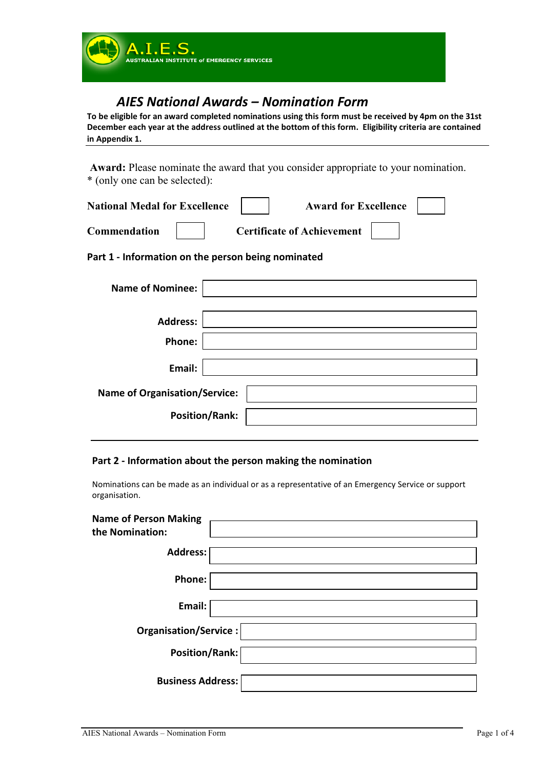A.I.E.S.
AUSTRALIAN INSTITUTE of EMERGENCY SERVICES

# *AIES National Awards – Nomination Form*

**To be eligible for an award completed nominations using this form must be received by 4pm on the 31st December each year at the address outlined at the bottom of this form. Eligibility criteria are contained in Appendix 1.**

**Award:** Please nominate the award that you consider appropriate to your nomination.
* (only one can be selected):

| | | | |
|---|---|---|---|
| **National Medal for Excellence** | ☐ | **Award for Excellence** | ☐ |
| **Commendation** | ☐ | **Certificate of Achievement** | ☐ |

## Part 1 - Information on the person being nominated

| | |
|---|---|
| **Name of Nominee:** | |
| **Address:** | |
| **Phone:** | |
| **Email:** | |
| **Name of Organisation/Service:** | |
| **Position/Rank:** | |

## Part 2 - Information about the person making the nomination

Nominations can be made as an individual or as a representative of an Emergency Service or support organisation.

| | |
|---|---|
| **Name of Person Making the Nomination:** | |
| **Address:** | |
| **Phone:** | |
| **Email:** | |
| **Organisation/Service :** | |
| **Position/Rank:** | |
| **Business Address:** | |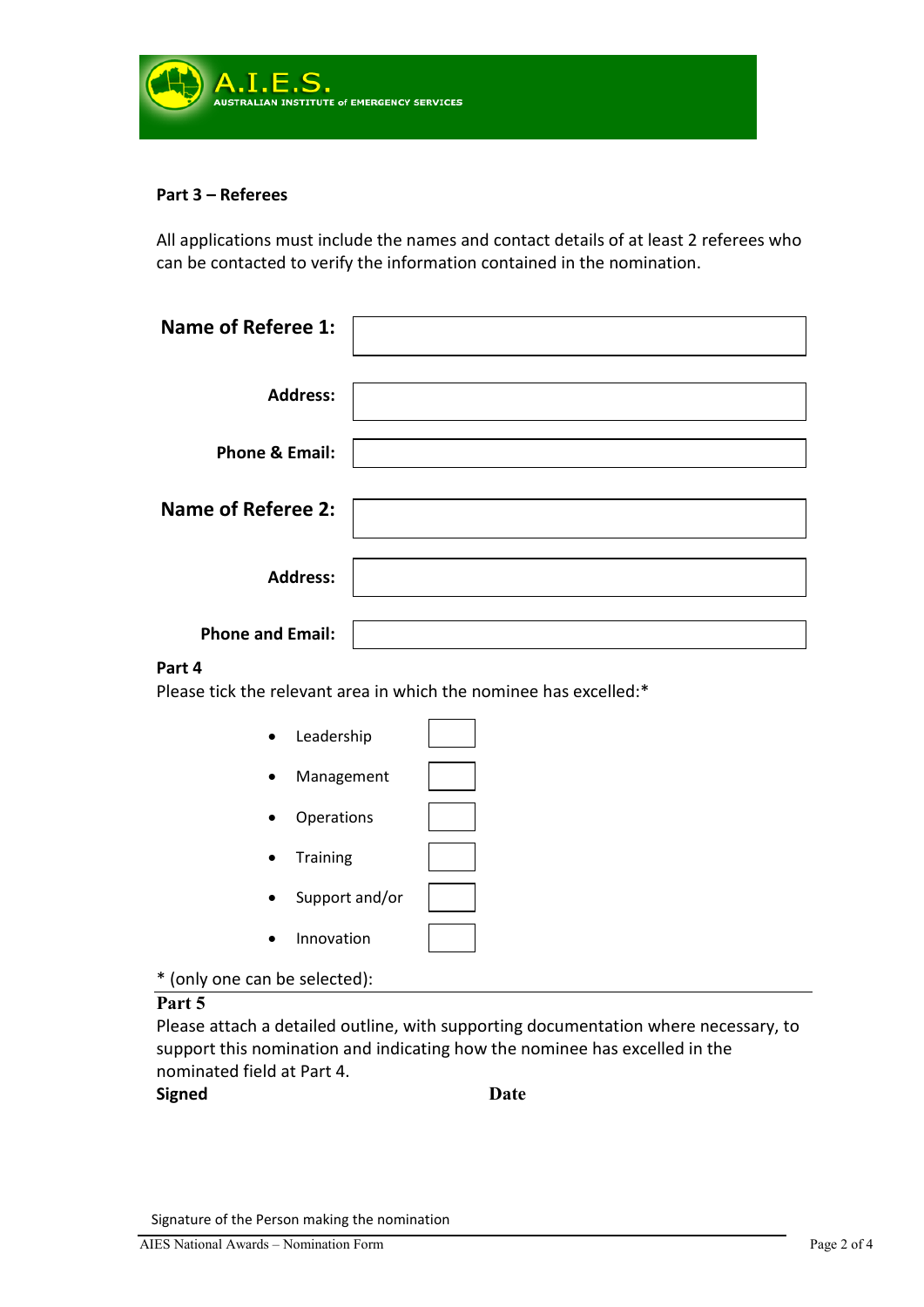## Part 3 – Referees

All applications must include the names and contact details of at least 2 referees who can be contacted to verify the information contained in the nomination.

| | |
|---|---|
| **Name of Referee 1:** | |
| **Address:** | |
| **Phone & Email:** | |
| **Name of Referee 2:** | |
| **Address:** | |
| **Phone and Email:** | |

**Part 4**

Please tick the relevant area in which the nominee has excelled:*

- Leadership ☐
- Management ☐
- Operations ☐
- Training ☐
- Support and/or ☐
- Innovation ☐

\* (only one can be selected):

**Part 5**

Please attach a detailed outline, with supporting documentation where necessary, to support this nomination and indicating how the nominee has excelled in the nominated field at Part 4.

**Signed** **Date**

Signature of the Person making the nomination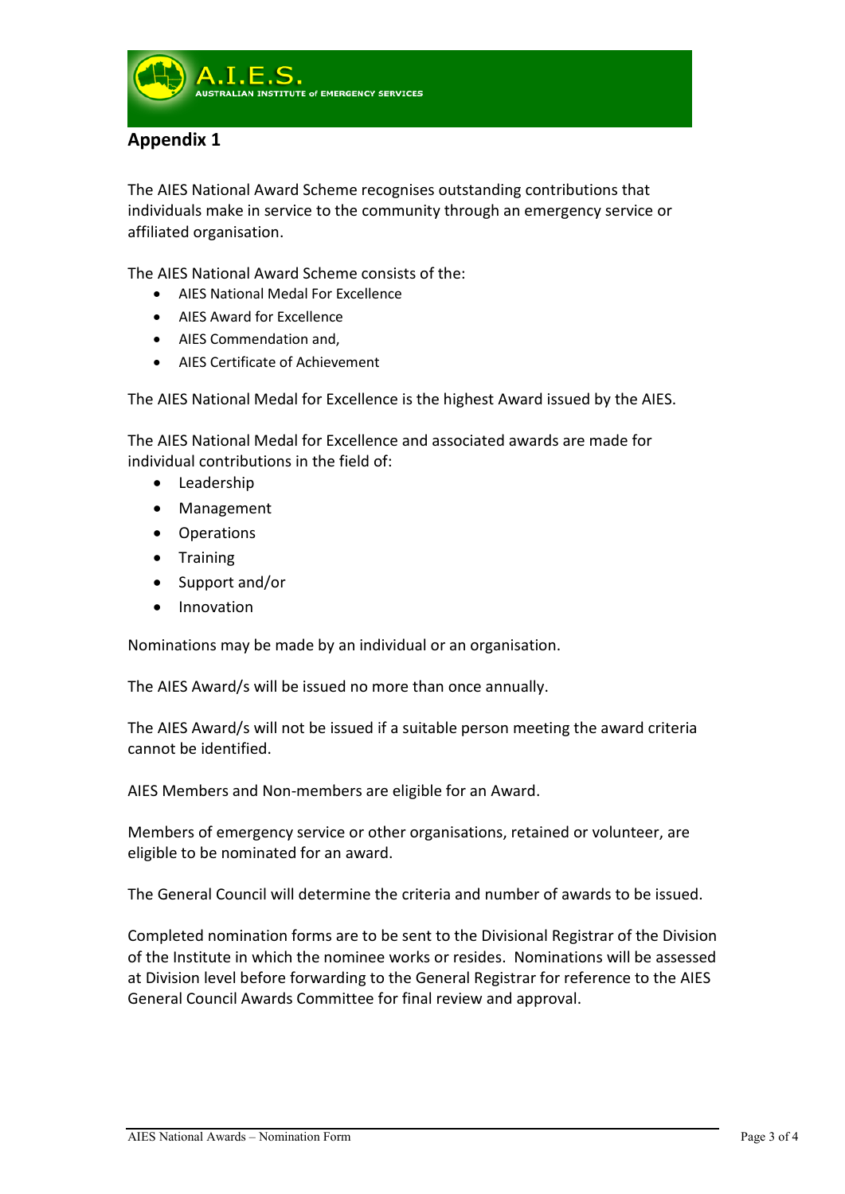## Appendix 1

The AIES National Award Scheme recognises outstanding contributions that individuals make in service to the community through an emergency service or affiliated organisation.

The AIES National Award Scheme consists of the:

- AIES National Medal For Excellence
- AIES Award for Excellence
- AIES Commendation and,
- AIES Certificate of Achievement

The AIES National Medal for Excellence is the highest Award issued by the AIES.

The AIES National Medal for Excellence and associated awards are made for individual contributions in the field of:

- Leadership
- Management
- Operations
- Training
- Support and/or
- Innovation

Nominations may be made by an individual or an organisation.

The AIES Award/s will be issued no more than once annually.

The AIES Award/s will not be issued if a suitable person meeting the award criteria cannot be identified.

AIES Members and Non-members are eligible for an Award.

Members of emergency service or other organisations, retained or volunteer, are eligible to be nominated for an award.

The General Council will determine the criteria and number of awards to be issued.

Completed nomination forms are to be sent to the Divisional Registrar of the Division of the Institute in which the nominee works or resides. Nominations will be assessed at Division level before forwarding to the General Registrar for reference to the AIES General Council Awards Committee for final review and approval.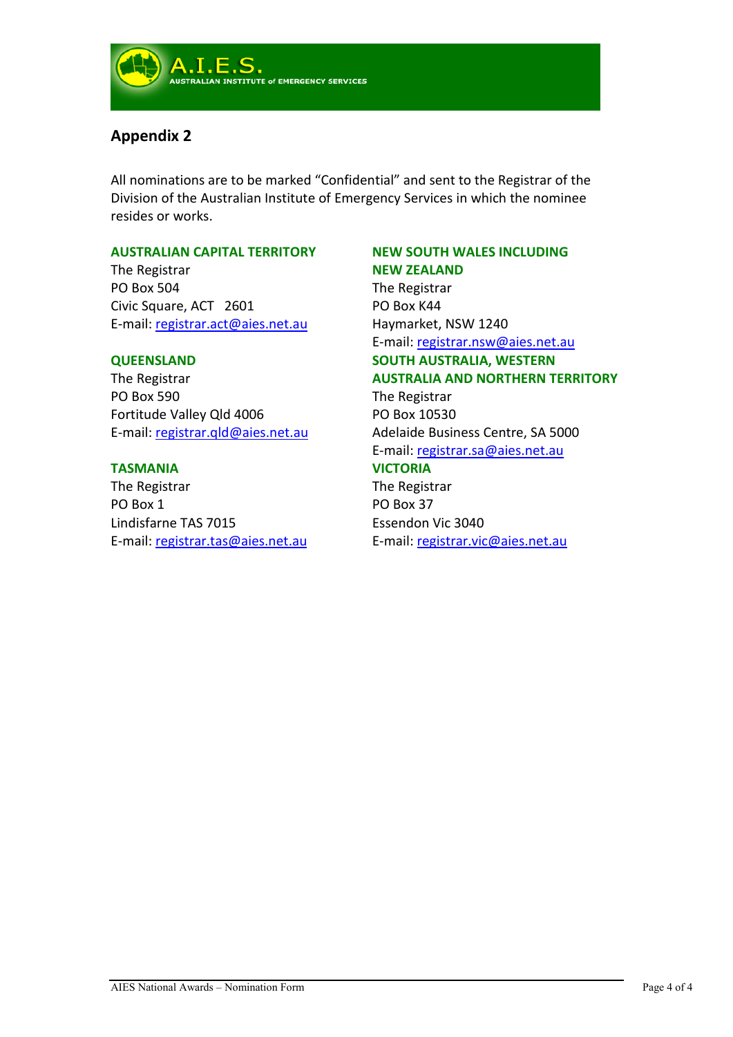A.I.E.S.
AUSTRALIAN INSTITUTE of EMERGENCY SERVICES

## Appendix 2

All nominations are to be marked "Confidential" and sent to the Registrar of the Division of the Australian Institute of Emergency Services in which the nominee resides or works.

**AUSTRALIAN CAPITAL TERRITORY**
The Registrar
PO Box 504
Civic Square, ACT 2601
E-mail: registrar.act@aies.net.au

**QUEENSLAND**
The Registrar
PO Box 590
Fortitude Valley Qld 4006
E-mail: registrar.qld@aies.net.au

**TASMANIA**
The Registrar
PO Box 1
Lindisfarne TAS 7015
E-mail: registrar.tas@aies.net.au

**NEW SOUTH WALES INCLUDING NEW ZEALAND**
The Registrar
PO Box K44
Haymarket, NSW 1240
E-mail: registrar.nsw@aies.net.au

**SOUTH AUSTRALIA, WESTERN AUSTRALIA AND NORTHERN TERRITORY**
The Registrar
PO Box 10530
Adelaide Business Centre, SA 5000
E-mail: registrar.sa@aies.net.au

**VICTORIA**
The Registrar
PO Box 37
Essendon Vic 3040
E-mail: registrar.vic@aies.net.au